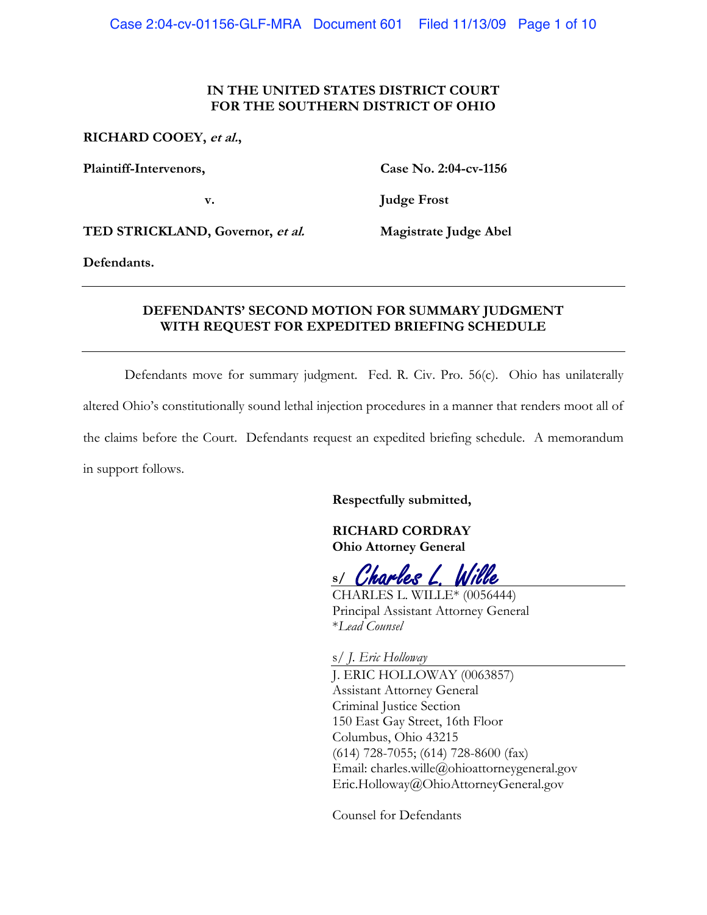**IN THE UNITED STATES DISTRICT COURT**
**FOR THE SOUTHERN DISTRICT OF OHIO**

**RICHARD COOEY, *et al.*,**

**Plaintiff-Intervenors,**

**v.**

**TED STRICKLAND, Governor, *et al.***

**Defendants.**

**Case No. 2:04-cv-1156**

**Judge Frost**

**Magistrate Judge Abel**

---

## DEFENDANTS' SECOND MOTION FOR SUMMARY JUDGMENT WITH REQUEST FOR EXPEDITED BRIEFING SCHEDULE

---

Defendants move for summary judgment. Fed. R. Civ. Pro. 56(c). Ohio has unilaterally altered Ohio's constitutionally sound lethal injection procedures in a manner that renders moot all of the claims before the Court. Defendants request an expedited briefing schedule. A memorandum in support follows.

**Respectfully submitted,**

**RICHARD CORDRAY**
**Ohio Attorney General**

s/ *Charles L. Wille*
CHARLES L. WILLE* (0056444)
Principal Assistant Attorney General
**Lead Counsel*

s/ *J. Eric Holloway*
J. ERIC HOLLOWAY (0063857)
Assistant Attorney General
Criminal Justice Section
150 East Gay Street, 16th Floor
Columbus, Ohio 43215
(614) 728-7055; (614) 728-8600 (fax)
Email: charles.wille@ohioattorneygeneral.gov
Eric.Holloway@OhioAttorneyGeneral.gov

Counsel for Defendants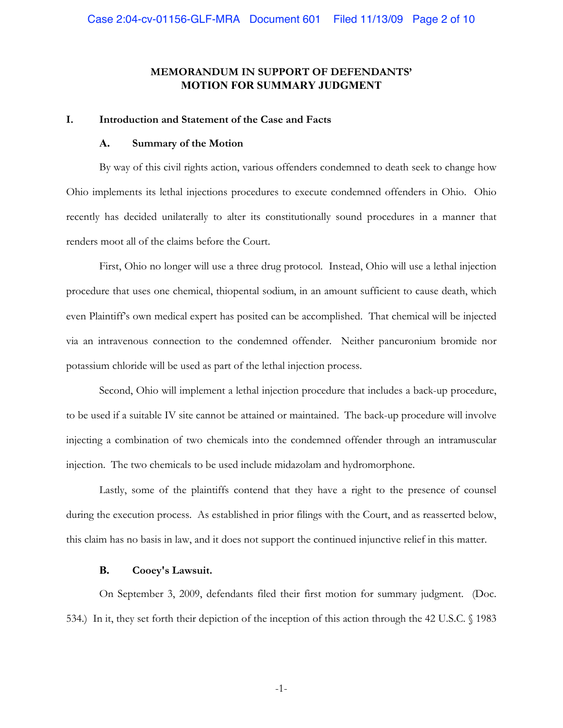**MEMORANDUM IN SUPPORT OF DEFENDANTS' MOTION FOR SUMMARY JUDGMENT**

## I. Introduction and Statement of the Case and Facts

### A. Summary of the Motion

By way of this civil rights action, various offenders condemned to death seek to change how Ohio implements its lethal injections procedures to execute condemned offenders in Ohio. Ohio recently has decided unilaterally to alter its constitutionally sound procedures in a manner that renders moot all of the claims before the Court.

First, Ohio no longer will use a three drug protocol. Instead, Ohio will use a lethal injection procedure that uses one chemical, thiopental sodium, in an amount sufficient to cause death, which even Plaintiff's own medical expert has posited can be accomplished. That chemical will be injected via an intravenous connection to the condemned offender. Neither pancuronium bromide nor potassium chloride will be used as part of the lethal injection process.

Second, Ohio will implement a lethal injection procedure that includes a back-up procedure, to be used if a suitable IV site cannot be attained or maintained. The back-up procedure will involve injecting a combination of two chemicals into the condemned offender through an intramuscular injection. The two chemicals to be used include midazolam and hydromorphone.

Lastly, some of the plaintiffs contend that they have a right to the presence of counsel during the execution process. As established in prior filings with the Court, and as reasserted below, this claim has no basis in law, and it does not support the continued injunctive relief in this matter.

### B. Cooey's Lawsuit.

On September 3, 2009, defendants filed their first motion for summary judgment. (Doc. 534.) In it, they set forth their depiction of the inception of this action through the 42 U.S.C. § 1983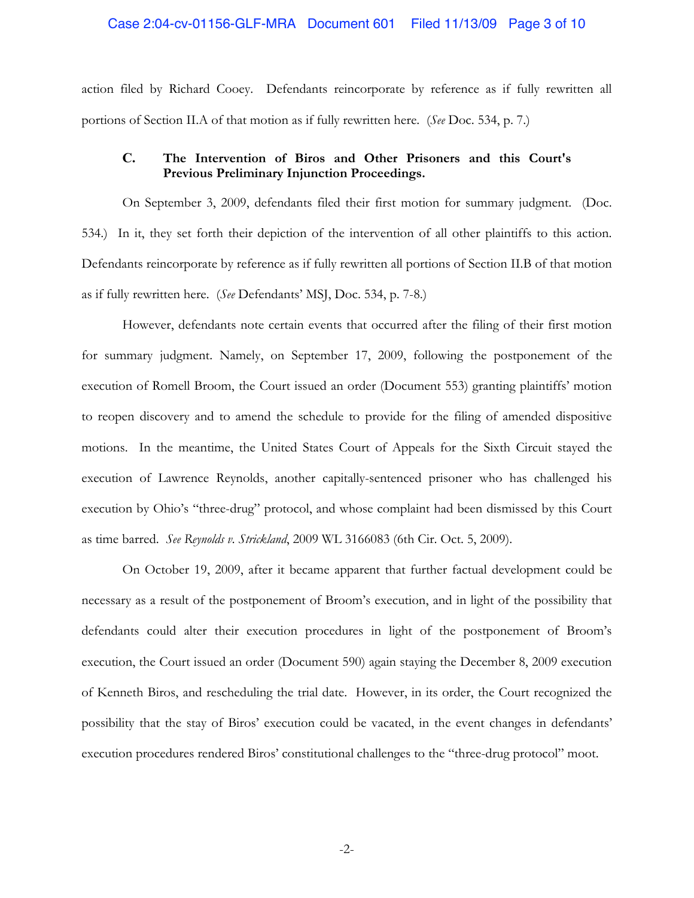action filed by Richard Cooey. Defendants reincorporate by reference as if fully rewritten all portions of Section II.A of that motion as if fully rewritten here. (*See* Doc. 534, p. 7.)

### C. The Intervention of Biros and Other Prisoners and this Court's Previous Preliminary Injunction Proceedings.

On September 3, 2009, defendants filed their first motion for summary judgment. (Doc. 534.) In it, they set forth their depiction of the intervention of all other plaintiffs to this action. Defendants reincorporate by reference as if fully rewritten all portions of Section II.B of that motion as if fully rewritten here. (*See* Defendants' MSJ, Doc. 534, p. 7-8.)

However, defendants note certain events that occurred after the filing of their first motion for summary judgment. Namely, on September 17, 2009, following the postponement of the execution of Romell Broom, the Court issued an order (Document 553) granting plaintiffs' motion to reopen discovery and to amend the schedule to provide for the filing of amended dispositive motions. In the meantime, the United States Court of Appeals for the Sixth Circuit stayed the execution of Lawrence Reynolds, another capitally-sentenced prisoner who has challenged his execution by Ohio's "three-drug" protocol, and whose complaint had been dismissed by this Court as time barred. *See Reynolds v. Strickland*, 2009 WL 3166083 (6th Cir. Oct. 5, 2009).

On October 19, 2009, after it became apparent that further factual development could be necessary as a result of the postponement of Broom's execution, and in light of the possibility that defendants could alter their execution procedures in light of the postponement of Broom's execution, the Court issued an order (Document 590) again staying the December 8, 2009 execution of Kenneth Biros, and rescheduling the trial date. However, in its order, the Court recognized the possibility that the stay of Biros' execution could be vacated, in the event changes in defendants' execution procedures rendered Biros' constitutional challenges to the "three-drug protocol" moot.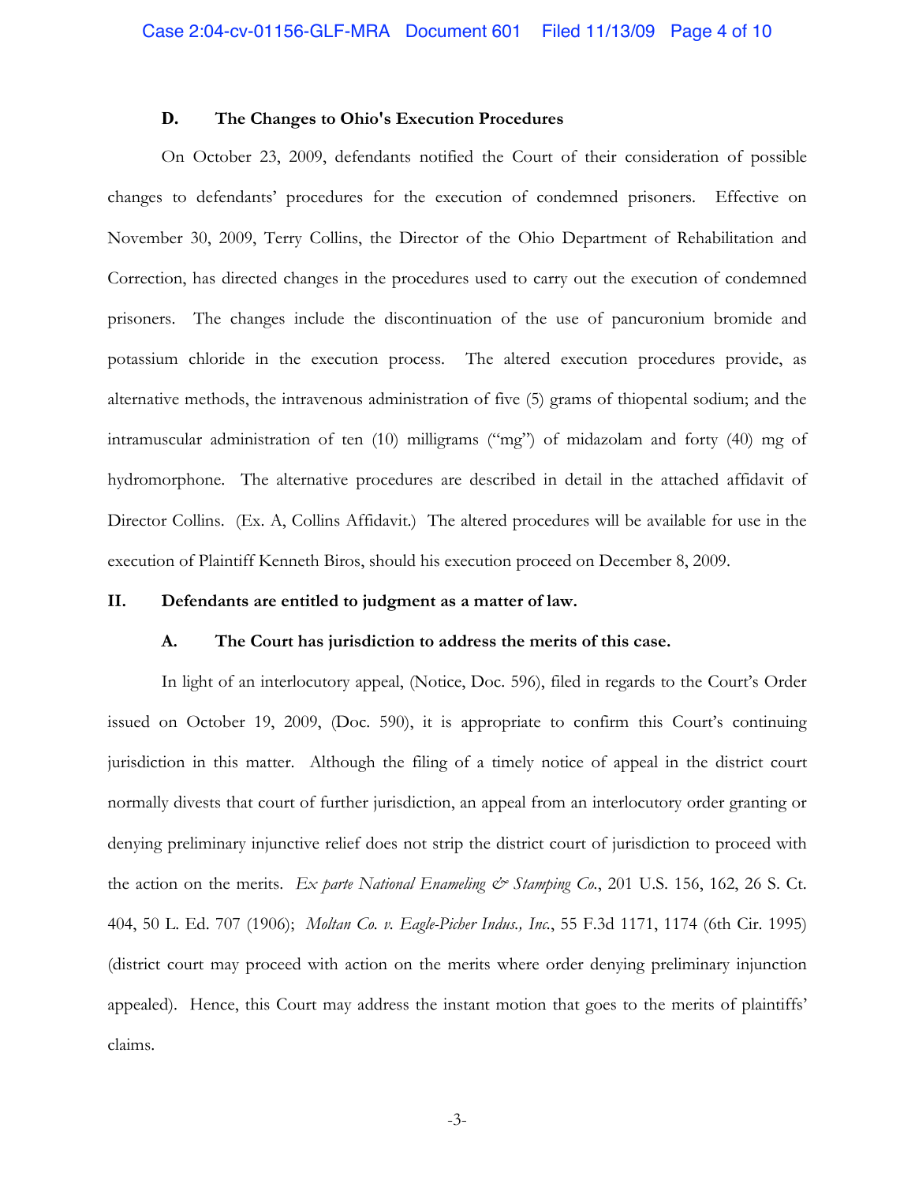### D. The Changes to Ohio's Execution Procedures

On October 23, 2009, defendants notified the Court of their consideration of possible changes to defendants' procedures for the execution of condemned prisoners. Effective on November 30, 2009, Terry Collins, the Director of the Ohio Department of Rehabilitation and Correction, has directed changes in the procedures used to carry out the execution of condemned prisoners. The changes include the discontinuation of the use of pancuronium bromide and potassium chloride in the execution process. The altered execution procedures provide, as alternative methods, the intravenous administration of five (5) grams of thiopental sodium; and the intramuscular administration of ten (10) milligrams ("mg") of midazolam and forty (40) mg of hydromorphone. The alternative procedures are described in detail in the attached affidavit of Director Collins. (Ex. A, Collins Affidavit.) The altered procedures will be available for use in the execution of Plaintiff Kenneth Biros, should his execution proceed on December 8, 2009.

## II. Defendants are entitled to judgment as a matter of law.

### A. The Court has jurisdiction to address the merits of this case.

In light of an interlocutory appeal, (Notice, Doc. 596), filed in regards to the Court's Order issued on October 19, 2009, (Doc. 590), it is appropriate to confirm this Court's continuing jurisdiction in this matter. Although the filing of a timely notice of appeal in the district court normally divests that court of further jurisdiction, an appeal from an interlocutory order granting or denying preliminary injunctive relief does not strip the district court of jurisdiction to proceed with the action on the merits. *Ex parte National Enameling & Stamping Co.*, 201 U.S. 156, 162, 26 S. Ct. 404, 50 L. Ed. 707 (1906); *Moltan Co. v. Eagle-Picher Indus., Inc.*, 55 F.3d 1171, 1174 (6th Cir. 1995) (district court may proceed with action on the merits where order denying preliminary injunction appealed). Hence, this Court may address the instant motion that goes to the merits of plaintiffs' claims.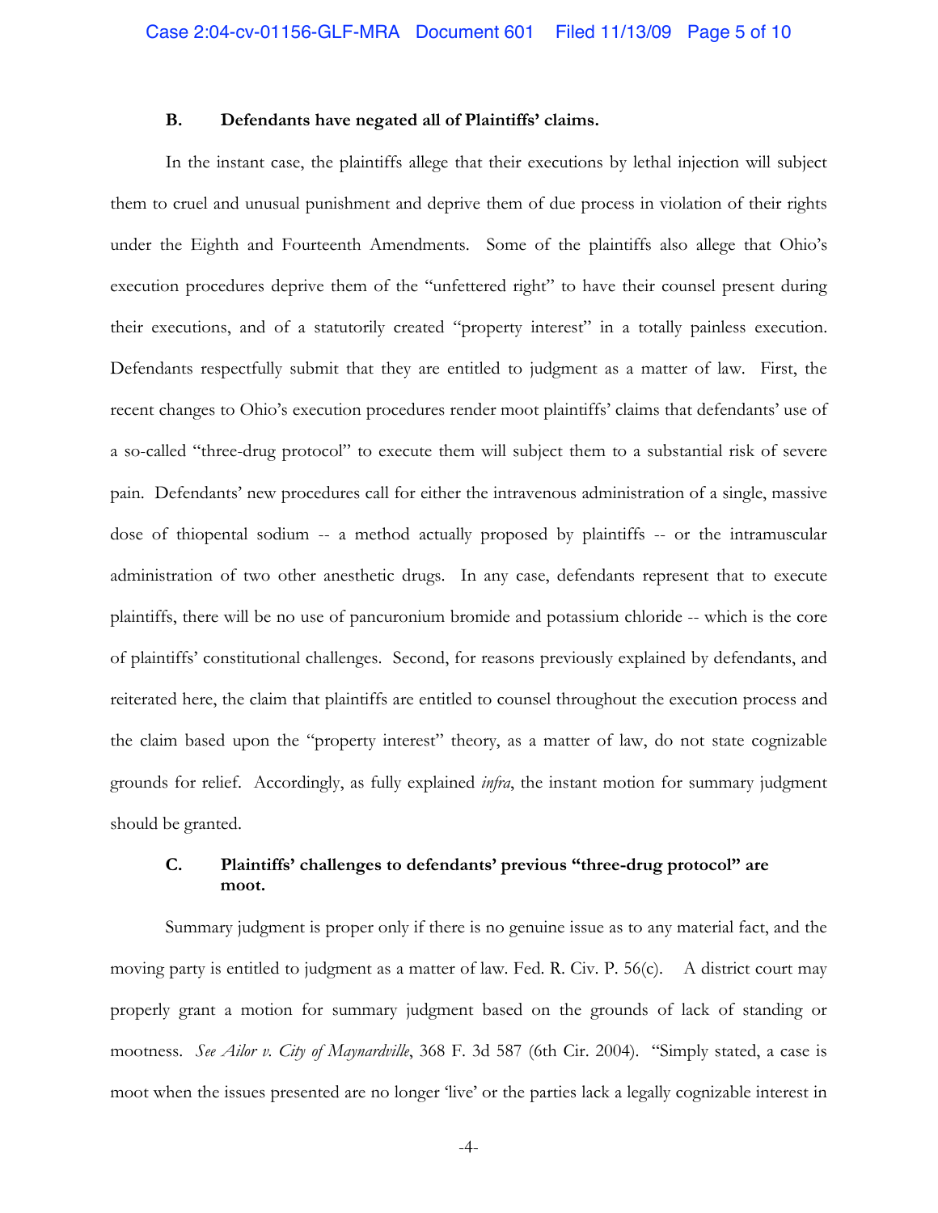### B. Defendants have negated all of Plaintiffs' claims.

In the instant case, the plaintiffs allege that their executions by lethal injection will subject them to cruel and unusual punishment and deprive them of due process in violation of their rights under the Eighth and Fourteenth Amendments. Some of the plaintiffs also allege that Ohio's execution procedures deprive them of the "unfettered right" to have their counsel present during their executions, and of a statutorily created "property interest" in a totally painless execution. Defendants respectfully submit that they are entitled to judgment as a matter of law. First, the recent changes to Ohio's execution procedures render moot plaintiffs' claims that defendants' use of a so-called "three-drug protocol" to execute them will subject them to a substantial risk of severe pain. Defendants' new procedures call for either the intravenous administration of a single, massive dose of thiopental sodium -- a method actually proposed by plaintiffs -- or the intramuscular administration of two other anesthetic drugs. In any case, defendants represent that to execute plaintiffs, there will be no use of pancuronium bromide and potassium chloride -- which is the core of plaintiffs' constitutional challenges. Second, for reasons previously explained by defendants, and reiterated here, the claim that plaintiffs are entitled to counsel throughout the execution process and the claim based upon the "property interest" theory, as a matter of law, do not state cognizable grounds for relief. Accordingly, as fully explained *infra*, the instant motion for summary judgment should be granted.

### C. Plaintiffs' challenges to defendants' previous "three-drug protocol" are moot.

Summary judgment is proper only if there is no genuine issue as to any material fact, and the moving party is entitled to judgment as a matter of law. Fed. R. Civ. P. 56(c). A district court may properly grant a motion for summary judgment based on the grounds of lack of standing or mootness. *See Ailor v. City of Maynardville*, 368 F. 3d 587 (6th Cir. 2004). "Simply stated, a case is moot when the issues presented are no longer 'live' or the parties lack a legally cognizable interest in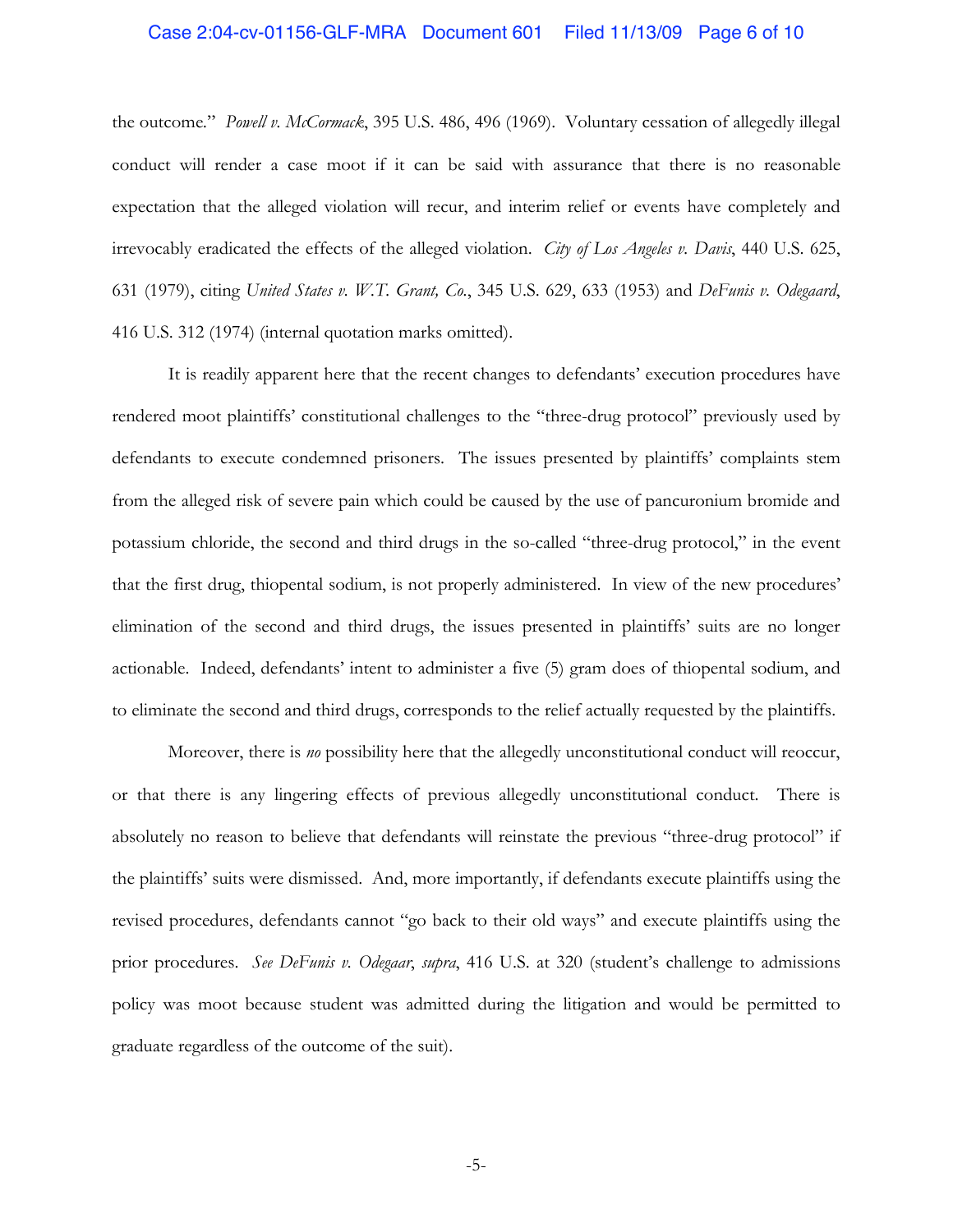the outcome." *Powell v. McCormack*, 395 U.S. 486, 496 (1969). Voluntary cessation of allegedly illegal conduct will render a case moot if it can be said with assurance that there is no reasonable expectation that the alleged violation will recur, and interim relief or events have completely and irrevocably eradicated the effects of the alleged violation. *City of Los Angeles v. Davis*, 440 U.S. 625, 631 (1979), citing *United States v. W.T. Grant, Co.*, 345 U.S. 629, 633 (1953) and *DeFunis v. Odegaard*, 416 U.S. 312 (1974) (internal quotation marks omitted).

It is readily apparent here that the recent changes to defendants' execution procedures have rendered moot plaintiffs' constitutional challenges to the "three-drug protocol" previously used by defendants to execute condemned prisoners. The issues presented by plaintiffs' complaints stem from the alleged risk of severe pain which could be caused by the use of pancuronium bromide and potassium chloride, the second and third drugs in the so-called "three-drug protocol," in the event that the first drug, thiopental sodium, is not properly administered. In view of the new procedures' elimination of the second and third drugs, the issues presented in plaintiffs' suits are no longer actionable. Indeed, defendants' intent to administer a five (5) gram does of thiopental sodium, and to eliminate the second and third drugs, corresponds to the relief actually requested by the plaintiffs.

Moreover, there is *no* possibility here that the allegedly unconstitutional conduct will reoccur, or that there is any lingering effects of previous allegedly unconstitutional conduct. There is absolutely no reason to believe that defendants will reinstate the previous "three-drug protocol" if the plaintiffs' suits were dismissed. And, more importantly, if defendants execute plaintiffs using the revised procedures, defendants cannot "go back to their old ways" and execute plaintiffs using the prior procedures. *See DeFunis v. Odegaar*, *supra*, 416 U.S. at 320 (student's challenge to admissions policy was moot because student was admitted during the litigation and would be permitted to graduate regardless of the outcome of the suit).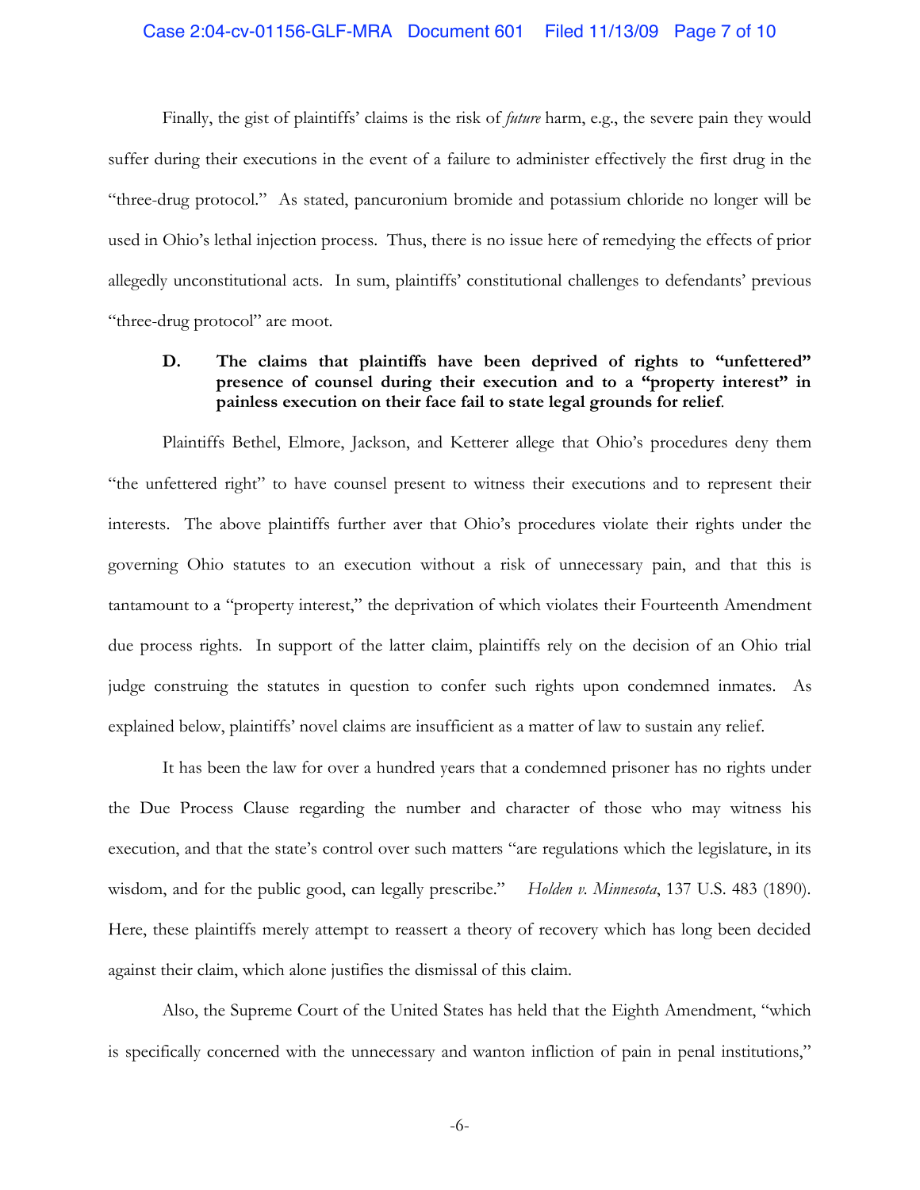Finally, the gist of plaintiffs' claims is the risk of *future* harm, e.g., the severe pain they would suffer during their executions in the event of a failure to administer effectively the first drug in the "three-drug protocol." As stated, pancuronium bromide and potassium chloride no longer will be used in Ohio's lethal injection process. Thus, there is no issue here of remedying the effects of prior allegedly unconstitutional acts. In sum, plaintiffs' constitutional challenges to defendants' previous "three-drug protocol" are moot.

**D. The claims that plaintiffs have been deprived of rights to "unfettered" presence of counsel during their execution and to a "property interest" in painless execution on their face fail to state legal grounds for relief**.

Plaintiffs Bethel, Elmore, Jackson, and Ketterer allege that Ohio's procedures deny them "the unfettered right" to have counsel present to witness their executions and to represent their interests. The above plaintiffs further aver that Ohio's procedures violate their rights under the governing Ohio statutes to an execution without a risk of unnecessary pain, and that this is tantamount to a "property interest," the deprivation of which violates their Fourteenth Amendment due process rights. In support of the latter claim, plaintiffs rely on the decision of an Ohio trial judge construing the statutes in question to confer such rights upon condemned inmates. As explained below, plaintiffs' novel claims are insufficient as a matter of law to sustain any relief.

It has been the law for over a hundred years that a condemned prisoner has no rights under the Due Process Clause regarding the number and character of those who may witness his execution, and that the state's control over such matters "are regulations which the legislature, in its wisdom, and for the public good, can legally prescribe." *Holden v. Minnesota*, 137 U.S. 483 (1890). Here, these plaintiffs merely attempt to reassert a theory of recovery which has long been decided against their claim, which alone justifies the dismissal of this claim.

Also, the Supreme Court of the United States has held that the Eighth Amendment, "which is specifically concerned with the unnecessary and wanton infliction of pain in penal institutions,"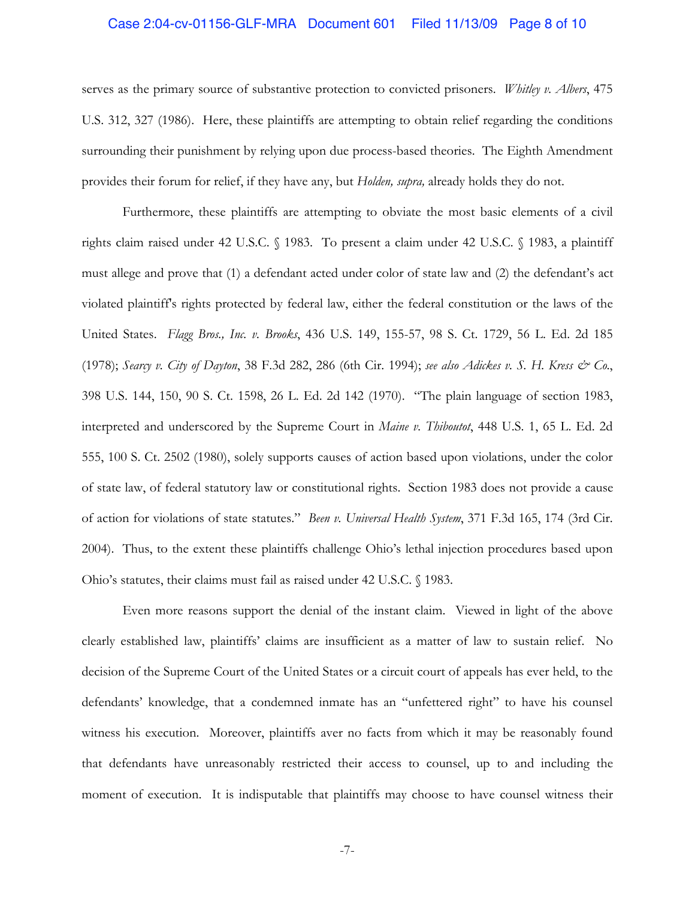serves as the primary source of substantive protection to convicted prisoners. *Whitley v. Albers*, 475 U.S. 312, 327 (1986). Here, these plaintiffs are attempting to obtain relief regarding the conditions surrounding their punishment by relying upon due process-based theories. The Eighth Amendment provides their forum for relief, if they have any, but *Holden, supra,* already holds they do not.

Furthermore, these plaintiffs are attempting to obviate the most basic elements of a civil rights claim raised under 42 U.S.C. § 1983. To present a claim under 42 U.S.C. § 1983, a plaintiff must allege and prove that (1) a defendant acted under color of state law and (2) the defendant's act violated plaintiff's rights protected by federal law, either the federal constitution or the laws of the United States. *Flagg Bros., Inc. v. Brooks*, 436 U.S. 149, 155-57, 98 S. Ct. 1729, 56 L. Ed. 2d 185 (1978); *Searcy v. City of Dayton*, 38 F.3d 282, 286 (6th Cir. 1994); *see also Adickes v. S. H. Kress & Co.*, 398 U.S. 144, 150, 90 S. Ct. 1598, 26 L. Ed. 2d 142 (1970). "The plain language of section 1983, interpreted and underscored by the Supreme Court in *Maine v. Thiboutot*, 448 U.S. 1, 65 L. Ed. 2d 555, 100 S. Ct. 2502 (1980), solely supports causes of action based upon violations, under the color of state law, of federal statutory law or constitutional rights. Section 1983 does not provide a cause of action for violations of state statutes." *Been v. Universal Health System*, 371 F.3d 165, 174 (3rd Cir. 2004). Thus, to the extent these plaintiffs challenge Ohio's lethal injection procedures based upon Ohio's statutes, their claims must fail as raised under 42 U.S.C. § 1983.

Even more reasons support the denial of the instant claim. Viewed in light of the above clearly established law, plaintiffs' claims are insufficient as a matter of law to sustain relief. No decision of the Supreme Court of the United States or a circuit court of appeals has ever held, to the defendants' knowledge, that a condemned inmate has an "unfettered right" to have his counsel witness his execution. Moreover, plaintiffs aver no facts from which it may be reasonably found that defendants have unreasonably restricted their access to counsel, up to and including the moment of execution. It is indisputable that plaintiffs may choose to have counsel witness their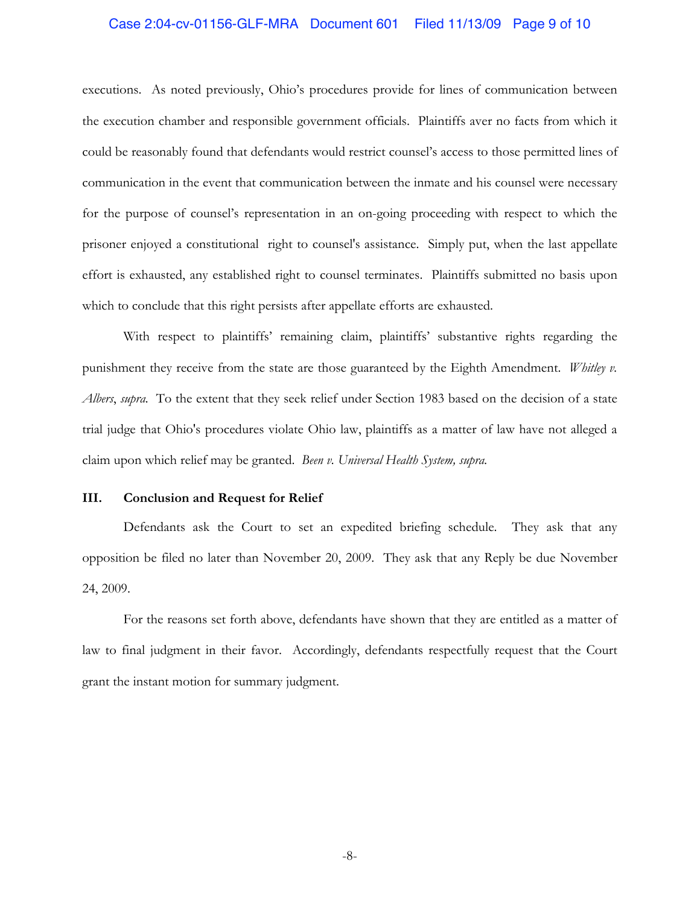executions. As noted previously, Ohio's procedures provide for lines of communication between the execution chamber and responsible government officials. Plaintiffs aver no facts from which it could be reasonably found that defendants would restrict counsel's access to those permitted lines of communication in the event that communication between the inmate and his counsel were necessary for the purpose of counsel's representation in an on-going proceeding with respect to which the prisoner enjoyed a constitutional right to counsel's assistance. Simply put, when the last appellate effort is exhausted, any established right to counsel terminates. Plaintiffs submitted no basis upon which to conclude that this right persists after appellate efforts are exhausted.

With respect to plaintiffs' remaining claim, plaintiffs' substantive rights regarding the punishment they receive from the state are those guaranteed by the Eighth Amendment. *Whitley v. Albers*, *supra.* To the extent that they seek relief under Section 1983 based on the decision of a state trial judge that Ohio's procedures violate Ohio law, plaintiffs as a matter of law have not alleged a claim upon which relief may be granted. *Been v. Universal Health System, supra.*

## III. Conclusion and Request for Relief

Defendants ask the Court to set an expedited briefing schedule. They ask that any opposition be filed no later than November 20, 2009. They ask that any Reply be due November 24, 2009.

For the reasons set forth above, defendants have shown that they are entitled as a matter of law to final judgment in their favor. Accordingly, defendants respectfully request that the Court grant the instant motion for summary judgment.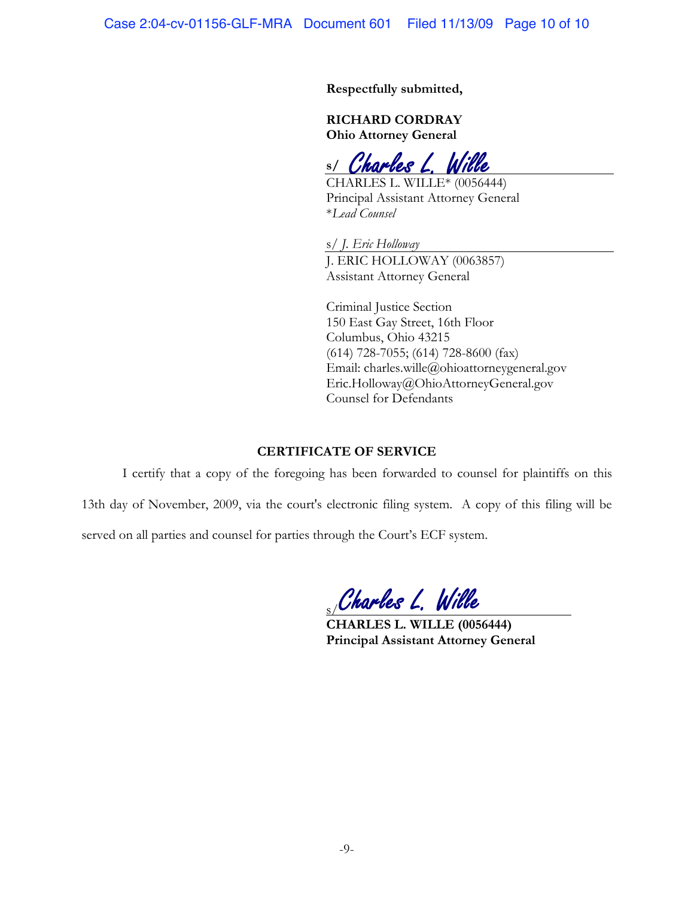**Respectfully submitted,**

**RICHARD CORDRAY**
**Ohio Attorney General**

s/ *Charles L. Wille*
CHARLES L. WILLE* (0056444)
Principal Assistant Attorney General
**Lead Counsel*

s/ *J. Eric Holloway*
J. ERIC HOLLOWAY (0063857)
Assistant Attorney General

Criminal Justice Section
150 East Gay Street, 16th Floor
Columbus, Ohio 43215
(614) 728-7055; (614) 728-8600 (fax)
Email: charles.wille@ohioattorneygeneral.gov
Eric.Holloway@OhioAttorneyGeneral.gov
Counsel for Defendants

## CERTIFICATE OF SERVICE

I certify that a copy of the foregoing has been forwarded to counsel for plaintiffs on this 13th day of November, 2009, via the court's electronic filing system. A copy of this filing will be served on all parties and counsel for parties through the Court's ECF system.

s/*Charles L. Wille*
**CHARLES L. WILLE (0056444)**
**Principal Assistant Attorney General**